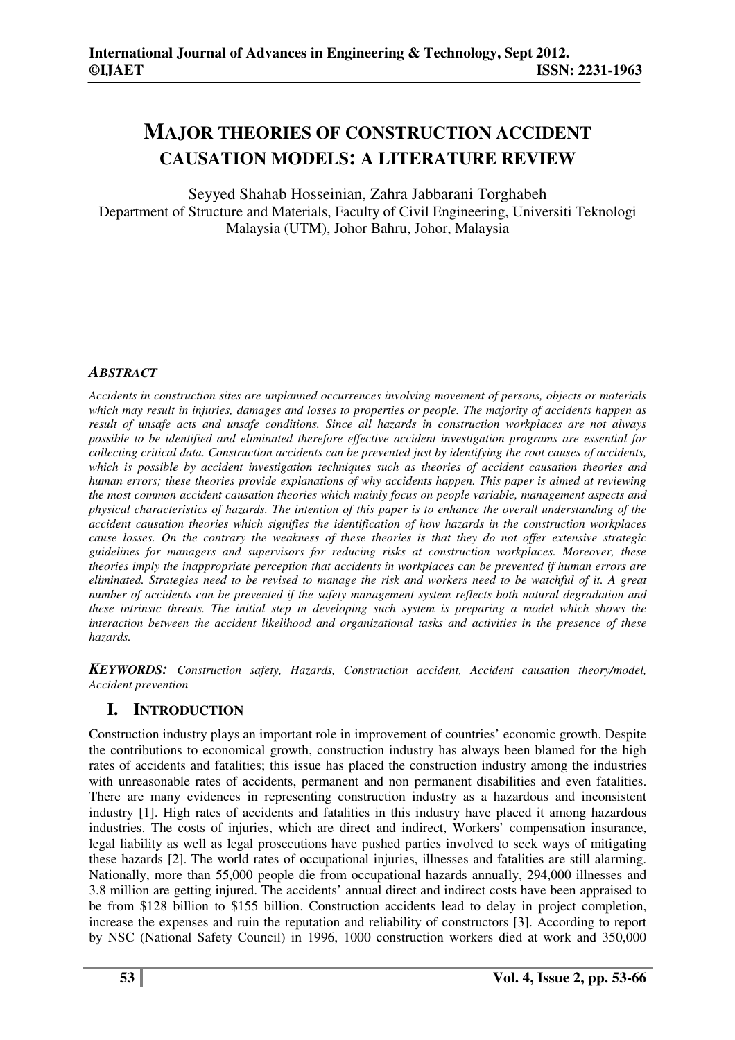# MAJOR THEORIES OF CONSTRUCTION ACCIDENT CAUSATION MODELS: A LITERATURE REVIEW

Seyyed Shahab Hosseinian, Zahra Jabbarani Torghabeh

Department of Structure and Materials, Faculty of Civil Engineering, Universiti Teknologi Malaysia (UTM), Johor Bahru, Johor, Malaysia

### *ABSTRACT*

*Accidents in construction sites are unplanned occurrences involving movement of persons, objects or materials which may result in injuries, damages and losses to properties or people. The majority of accidents happen as result of unsafe acts and unsafe conditions. Since all hazards in construction workplaces are not always possible to be identified and eliminated therefore effective accident investigation programs are essential for collecting critical data. Construction accidents can be prevented just by identifying the root causes of accidents, which is possible by accident investigation techniques such as theories of accident causation theories and human errors; these theories provide explanations of why accidents happen. This paper is aimed at reviewing the most common accident causation theories which mainly focus on people variable, management aspects and physical characteristics of hazards. The intention of this paper is to enhance the overall understanding of the accident causation theories which signifies the identification of how hazards in the construction workplaces cause losses. On the contrary the weakness of these theories is that they do not offer extensive strategic guidelines for managers and supervisors for reducing risks at construction workplaces. Moreover, these theories imply the inappropriate perception that accidents in workplaces can be prevented if human errors are eliminated. Strategies need to be revised to manage the risk and workers need to be watchful of it. A great number of accidents can be prevented if the safety management system reflects both natural degradation and these intrinsic threats. The initial step in developing such system is preparing a model which shows the interaction between the accident likelihood and organizational tasks and activities in the presence of these hazards.*

***KEYWORDS:*** *Construction safety, Hazards, Construction accident, Accident causation theory/model, Accident prevention*

## I. INTRODUCTION

Construction industry plays an important role in improvement of countries' economic growth. Despite the contributions to economical growth, construction industry has always been blamed for the high rates of accidents and fatalities; this issue has placed the construction industry among the industries with unreasonable rates of accidents, permanent and non permanent disabilities and even fatalities. There are many evidences in representing construction industry as a hazardous and inconsistent industry [1]. High rates of accidents and fatalities in this industry have placed it among hazardous industries. The costs of injuries, which are direct and indirect, Workers' compensation insurance, legal liability as well as legal prosecutions have pushed parties involved to seek ways of mitigating these hazards [2]. The world rates of occupational injuries, illnesses and fatalities are still alarming. Nationally, more than 55,000 people die from occupational hazards annually, 294,000 illnesses and 3.8 million are getting injured. The accidents' annual direct and indirect costs have been appraised to be from \$128 billion to \$155 billion. Construction accidents lead to delay in project completion, increase the expenses and ruin the reputation and reliability of constructors [3]. According to report by NSC (National Safety Council) in 1996, 1000 construction workers died at work and 350,000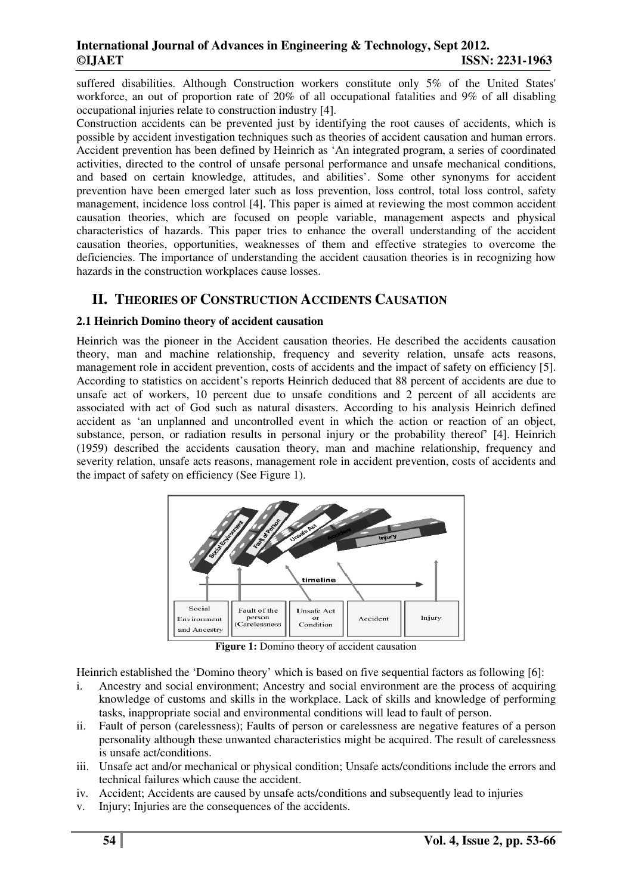suffered disabilities. Although Construction workers constitute only 5% of the United States' workforce, an out of proportion rate of 20% of all occupational fatalities and 9% of all disabling occupational injuries relate to construction industry [4].

Construction accidents can be prevented just by identifying the root causes of accidents, which is possible by accident investigation techniques such as theories of accident causation and human errors. Accident prevention has been defined by Heinrich as 'An integrated program, a series of coordinated activities, directed to the control of unsafe personal performance and unsafe mechanical conditions, and based on certain knowledge, attitudes, and abilities'. Some other synonyms for accident prevention have been emerged later such as loss prevention, loss control, total loss control, safety management, incidence loss control [4]. This paper is aimed at reviewing the most common accident causation theories, which are focused on people variable, management aspects and physical characteristics of hazards. This paper tries to enhance the overall understanding of the accident causation theories, opportunities, weaknesses of them and effective strategies to overcome the deficiencies. The importance of understanding the accident causation theories is in recognizing how hazards in the construction workplaces cause losses.

## II. THEORIES OF CONSTRUCTION ACCIDENTS CAUSATION

### 2.1 Heinrich Domino theory of accident causation

Heinrich was the pioneer in the Accident causation theories. He described the accidents causation theory, man and machine relationship, frequency and severity relation, unsafe acts reasons, management role in accident prevention, costs of accidents and the impact of safety on efficiency [5]. According to statistics on accident's reports Heinrich deduced that 88 percent of accidents are due to unsafe act of workers, 10 percent due to unsafe conditions and 2 percent of all accidents are associated with act of God such as natural disasters. According to his analysis Heinrich defined accident as 'an unplanned and uncontrolled event in which the action or reaction of an object, substance, person, or radiation results in personal injury or the probability thereof' [4]. Heinrich (1959) described the accidents causation theory, man and machine relationship, frequency and severity relation, unsafe acts reasons, management role in accident prevention, costs of accidents and the impact of safety on efficiency (See Figure 1).

**Figure 1:** Domino theory of accident causation

Heinrich established the 'Domino theory' which is based on five sequential factors as following [6]:

i. Ancestry and social environment; Ancestry and social environment are the process of acquiring knowledge of customs and skills in the workplace. Lack of skills and knowledge of performing tasks, inappropriate social and environmental conditions will lead to fault of person.
ii. Fault of person (carelessness); Faults of person or carelessness are negative features of a person personality although these unwanted characteristics might be acquired. The result of carelessness is unsafe act/conditions.
iii. Unsafe act and/or mechanical or physical condition; Unsafe acts/conditions include the errors and technical failures which cause the accident.
iv. Accident; Accidents are caused by unsafe acts/conditions and subsequently lead to injuries
v. Injury; Injuries are the consequences of the accidents.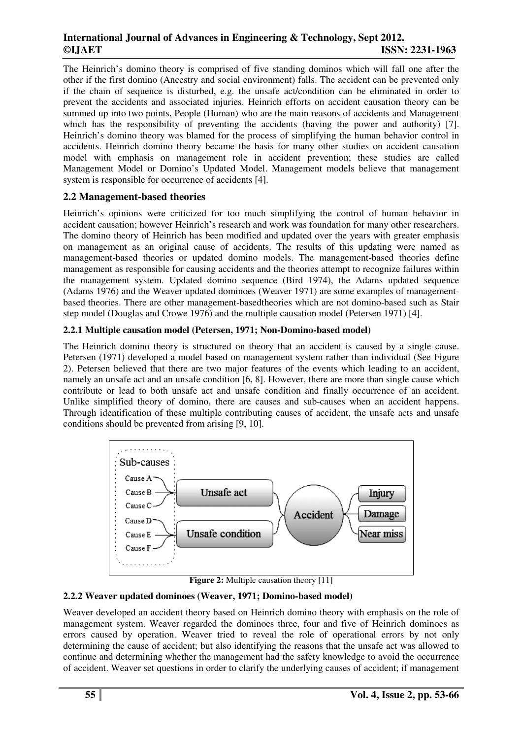The Heinrich's domino theory is comprised of five standing dominos which will fall one after the other if the first domino (Ancestry and social environment) falls. The accident can be prevented only if the chain of sequence is disturbed, e.g. the unsafe act/condition can be eliminated in order to prevent the accidents and associated injuries. Heinrich efforts on accident causation theory can be summed up into two points, People (Human) who are the main reasons of accidents and Management which has the responsibility of preventing the accidents (having the power and authority) [7]. Heinrich's domino theory was blamed for the process of simplifying the human behavior control in accidents. Heinrich domino theory became the basis for many other studies on accident causation model with emphasis on management role in accident prevention; these studies are called Management Model or Domino's Updated Model. Management models believe that management system is responsible for occurrence of accidents [4].

## 2.2 Management-based theories

Heinrich's opinions were criticized for too much simplifying the control of human behavior in accident causation; however Heinrich's research and work was foundation for many other researchers. The domino theory of Heinrich has been modified and updated over the years with greater emphasis on management as an original cause of accidents. The results of this updating were named as management-based theories or updated domino models. The management-based theories define management as responsible for causing accidents and the theories attempt to recognize failures within the management system. Updated domino sequence (Bird 1974), the Adams updated sequence (Adams 1976) and the Weaver updated dominoes (Weaver 1971) are some examples of management-based theories. There are other management-basedtheories which are not domino-based such as Stair step model (Douglas and Crowe 1976) and the multiple causation model (Petersen 1971) [4].

### 2.2.1 Multiple causation model (Petersen, 1971; Non-Domino-based model)

The Heinrich domino theory is structured on theory that an accident is caused by a single cause. Petersen (1971) developed a model based on management system rather than individual (See Figure 2). Petersen believed that there are two major features of the events which leading to an accident, namely an unsafe act and an unsafe condition [6, 8]. However, there are more than single cause which contribute or lead to both unsafe act and unsafe condition and finally occurrence of an accident. Unlike simplified theory of domino, there are causes and sub-causes when an accident happens. Through identification of these multiple contributing causes of accident, the unsafe acts and unsafe conditions should be prevented from arising [9, 10].

Sub-causes: Cause A, Cause B, Cause C → Unsafe act; Cause D, Cause E, Cause F → Unsafe condition; Unsafe act, Unsafe condition → Accident → Injury, Damage, Near miss

**Figure 2:** Multiple causation theory [11]

### 2.2.2 Weaver updated dominoes (Weaver, 1971; Domino-based model)

Weaver developed an accident theory based on Heinrich domino theory with emphasis on the role of management system. Weaver regarded the dominoes three, four and five of Heinrich dominoes as errors caused by operation. Weaver tried to reveal the role of operational errors by not only determining the cause of accident; but also identifying the reasons that the unsafe act was allowed to continue and determining whether the management had the safety knowledge to avoid the occurrence of accident. Weaver set questions in order to clarify the underlying causes of accident; if management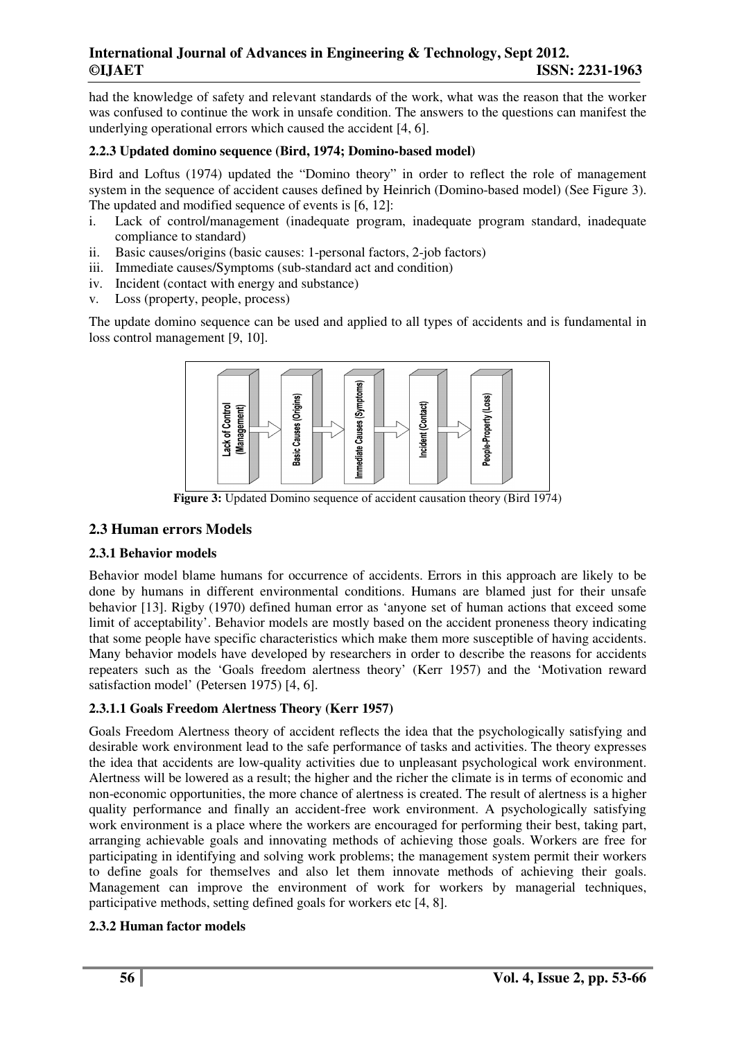had the knowledge of safety and relevant standards of the work, what was the reason that the worker was confused to continue the work in unsafe condition. The answers to the questions can manifest the underlying operational errors which caused the accident [4, 6].

### 2.2.3 Updated domino sequence (Bird, 1974; Domino-based model)

Bird and Loftus (1974) updated the "Domino theory" in order to reflect the role of management system in the sequence of accident causes defined by Heinrich (Domino-based model) (See Figure 3). The updated and modified sequence of events is [6, 12]:

i. Lack of control/management (inadequate program, inadequate program standard, inadequate compliance to standard)
ii. Basic causes/origins (basic causes: 1-personal factors, 2-job factors)
iii. Immediate causes/Symptoms (sub-standard act and condition)
iv. Incident (contact with energy and substance)
v. Loss (property, people, process)

The update domino sequence can be used and applied to all types of accidents and is fundamental in loss control management [9, 10].

Lack of Control (Management) → Basic Causes (Origins) → Immediate Causes (Symptoms) → Incident (Contact) → People-Property (Loss)

**Figure 3:** Updated Domino sequence of accident causation theory (Bird 1974)

## 2.3 Human errors Models

### 2.3.1 Behavior models

Behavior model blame humans for occurrence of accidents. Errors in this approach are likely to be done by humans in different environmental conditions. Humans are blamed just for their unsafe behavior [13]. Rigby (1970) defined human error as 'anyone set of human actions that exceed some limit of acceptability'. Behavior models are mostly based on the accident proneness theory indicating that some people have specific characteristics which make them more susceptible of having accidents. Many behavior models have developed by researchers in order to describe the reasons for accidents repeaters such as the 'Goals freedom alertness theory' (Kerr 1957) and the 'Motivation reward satisfaction model' (Petersen 1975) [4, 6].

#### 2.3.1.1 Goals Freedom Alertness Theory (Kerr 1957)

Goals Freedom Alertness theory of accident reflects the idea that the psychologically satisfying and desirable work environment lead to the safe performance of tasks and activities. The theory expresses the idea that accidents are low-quality activities due to unpleasant psychological work environment. Alertness will be lowered as a result; the higher and the richer the climate is in terms of economic and non-economic opportunities, the more chance of alertness is created. The result of alertness is a higher quality performance and finally an accident-free work environment. A psychologically satisfying work environment is a place where the workers are encouraged for performing their best, taking part, arranging achievable goals and innovating methods of achieving those goals. Workers are free for participating in identifying and solving work problems; the management system permit their workers to define goals for themselves and also let them innovate methods of achieving their goals. Management can improve the environment of work for workers by managerial techniques, participative methods, setting defined goals for workers etc [4, 8].

### 2.3.2 Human factor models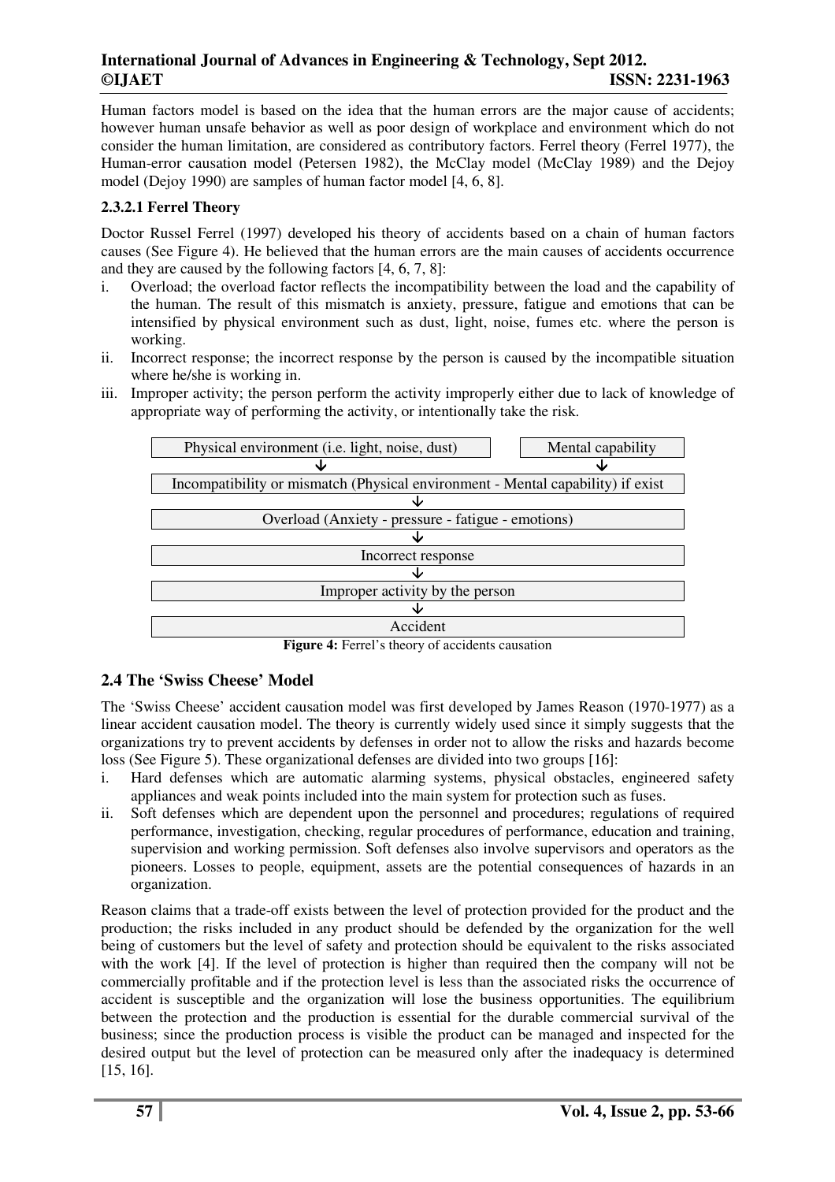Human factors model is based on the idea that the human errors are the major cause of accidents; however human unsafe behavior as well as poor design of workplace and environment which do not consider the human limitation, are considered as contributory factors. Ferrel theory (Ferrel 1977), the Human-error causation model (Petersen 1982), the McClay model (McClay 1989) and the Dejoy model (Dejoy 1990) are samples of human factor model [4, 6, 8].

#### 2.3.2.1 Ferrel Theory

Doctor Russel Ferrel (1997) developed his theory of accidents based on a chain of human factors causes (See Figure 4). He believed that the human errors are the main causes of accidents occurrence and they are caused by the following factors [4, 6, 7, 8]:

i. Overload; the overload factor reflects the incompatibility between the load and the capability of the human. The result of this mismatch is anxiety, pressure, fatigue and emotions that can be intensified by physical environment such as dust, light, noise, fumes etc. where the person is working.
ii. Incorrect response; the incorrect response by the person is caused by the incompatible situation where he/she is working in.
iii. Improper activity; the person perform the activity improperly either due to lack of knowledge of appropriate way of performing the activity, or intentionally take the risk.

| Physical environment (i.e. light, noise, dust) | Mental capability |
|---|---|
| ↓ | ↓ |
| Incompatibility or mismatch (Physical environment - Mental capability) if exist | |
| ↓ | |
| Overload (Anxiety - pressure - fatigue - emotions) | |
| ↓ | |
| Incorrect response | |
| ↓ | |
| Improper activity by the person | |
| ↓ | |
| Accident | |

**Figure 4:** Ferrel's theory of accidents causation

## 2.4 The 'Swiss Cheese' Model

The 'Swiss Cheese' accident causation model was first developed by James Reason (1970-1977) as a linear accident causation model. The theory is currently widely used since it simply suggests that the organizations try to prevent accidents by defenses in order not to allow the risks and hazards become loss (See Figure 5). These organizational defenses are divided into two groups [16]:

i. Hard defenses which are automatic alarming systems, physical obstacles, engineered safety appliances and weak points included into the main system for protection such as fuses.
ii. Soft defenses which are dependent upon the personnel and procedures; regulations of required performance, investigation, checking, regular procedures of performance, education and training, supervision and working permission. Soft defenses also involve supervisors and operators as the pioneers. Losses to people, equipment, assets are the potential consequences of hazards in an organization.

Reason claims that a trade-off exists between the level of protection provided for the product and the production; the risks included in any product should be defended by the organization for the well being of customers but the level of safety and protection should be equivalent to the risks associated with the work [4]. If the level of protection is higher than required then the company will not be commercially profitable and if the protection level is less than the associated risks the occurrence of accident is susceptible and the organization will lose the business opportunities. The equilibrium between the protection and the production is essential for the durable commercial survival of the business; since the production process is visible the product can be managed and inspected for the desired output but the level of protection can be measured only after the inadequacy is determined [15, 16].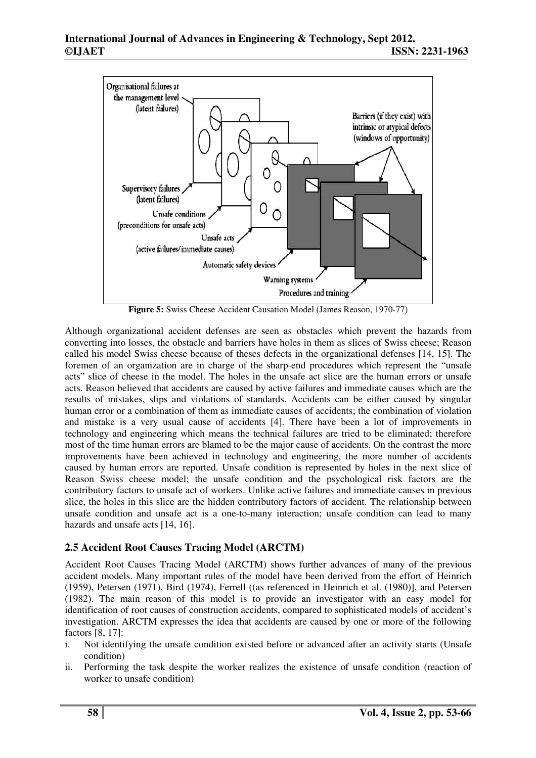**Figure 5:** Swiss Cheese Accident Causation Model (James Reason, 1970-77)

Although organizational accident defenses are seen as obstacles which prevent the hazards from converting into losses, the obstacle and barriers have holes in them as slices of Swiss cheese; Reason called his model Swiss cheese because of theses defects in the organizational defenses [14, 15]. The foremen of an organization are in charge of the sharp-end procedures which represent the "unsafe acts" slice of cheese in the model. The holes in the unsafe act slice are the human errors or unsafe acts. Reason believed that accidents are caused by active failures and immediate causes which are the results of mistakes, slips and violations of standards. Accidents can be either caused by singular human error or a combination of them as immediate causes of accidents; the combination of violation and mistake is a very usual cause of accidents [4]. There have been a lot of improvements in technology and engineering which means the technical failures are tried to be eliminated; therefore most of the time human errors are blamed to be the major cause of accidents. On the contrast the more improvements have been achieved in technology and engineering, the more number of accidents caused by human errors are reported. Unsafe condition is represented by holes in the next slice of Reason Swiss cheese model; the unsafe condition and the psychological risk factors are the contributory factors to unsafe act of workers. Unlike active failures and immediate causes in previous slice, the holes in this slice are the hidden contributory factors of accident. The relationship between unsafe condition and unsafe act is a one-to-many interaction; unsafe condition can lead to many hazards and unsafe acts [14, 16].

### 2.5 Accident Root Causes Tracing Model (ARCTM)

Accident Root Causes Tracing Model (ARCTM) shows further advances of many of the previous accident models. Many important rules of the model have been derived from the effort of Heinrich (1959), Petersen (1971), Bird (1974), Ferrell ((as referenced in Heinrich et al. (1980)], and Petersen (1982). The main reason of this model is to provide an investigator with an easy model for identification of root causes of construction accidents, compared to sophisticated models of accident's investigation. ARCTM expresses the idea that accidents are caused by one or more of the following factors [8, 17]:

i. Not identifying the unsafe condition existed before or advanced after an activity starts (Unsafe condition)
ii. Performing the task despite the worker realizes the existence of unsafe condition (reaction of worker to unsafe condition)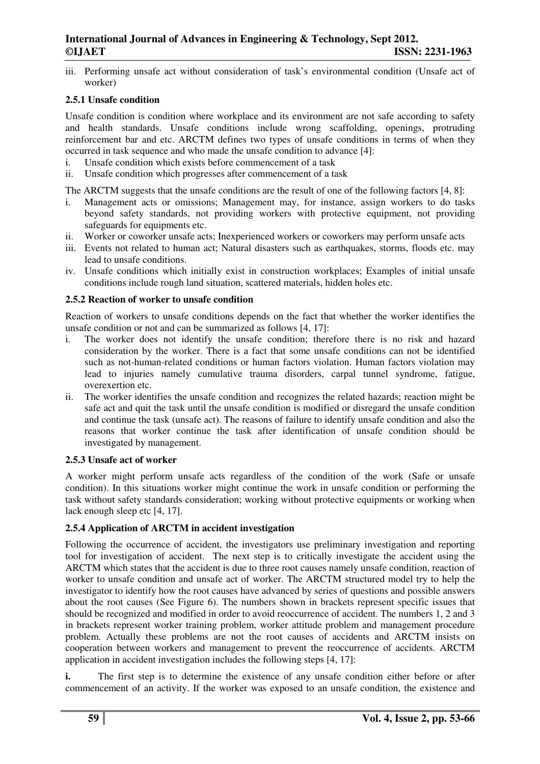iii. Performing unsafe act without consideration of task's environmental condition (Unsafe act of worker)

### 2.5.1 Unsafe condition

Unsafe condition is condition where workplace and its environment are not safe according to safety and health standards. Unsafe conditions include wrong scaffolding, openings, protruding reinforcement bar and etc. ARCTM defines two types of unsafe conditions in terms of when they occurred in task sequence and who made the unsafe condition to advance [4]:

i. Unsafe condition which exists before commencement of a task
ii. Unsafe condition which progresses after commencement of a task

The ARCTM suggests that the unsafe conditions are the result of one of the following factors [4, 8]:

i. Management acts or omissions; Management may, for instance, assign workers to do tasks beyond safety standards, not providing workers with protective equipment, not providing safeguards for equipments etc.
ii. Worker or coworker unsafe acts; Inexperienced workers or coworkers may perform unsafe acts
iii. Events not related to human act; Natural disasters such as earthquakes, storms, floods etc. may lead to unsafe conditions.
iv. Unsafe conditions which initially exist in construction workplaces; Examples of initial unsafe conditions include rough land situation, scattered materials, hidden holes etc.

### 2.5.2 Reaction of worker to unsafe condition

Reaction of workers to unsafe conditions depends on the fact that whether the worker identifies the unsafe condition or not and can be summarized as follows [4, 17]:

i. The worker does not identify the unsafe condition; therefore there is no risk and hazard consideration by the worker. There is a fact that some unsafe conditions can not be identified such as not-human-related conditions or human factors violation. Human factors violation may lead to injuries namely cumulative trauma disorders, carpal tunnel syndrome, fatigue, overexertion etc.
ii. The worker identifies the unsafe condition and recognizes the related hazards; reaction might be safe act and quit the task until the unsafe condition is modified or disregard the unsafe condition and continue the task (unsafe act). The reasons of failure to identify unsafe condition and also the reasons that worker continue the task after identification of unsafe condition should be investigated by management.

### 2.5.3 Unsafe act of worker

A worker might perform unsafe acts regardless of the condition of the work (Safe or unsafe condition). In this situations worker might continue the work in unsafe condition or performing the task without safety standards consideration; working without protective equipments or working when lack enough sleep etc [4, 17].

### 2.5.4 Application of ARCTM in accident investigation

Following the occurrence of accident, the investigators use preliminary investigation and reporting tool for investigation of accident. The next step is to critically investigate the accident using the ARCTM which states that the accident is due to three root causes namely unsafe condition, reaction of worker to unsafe condition and unsafe act of worker. The ARCTM structured model try to help the investigator to identify how the root causes have advanced by series of questions and possible answers about the root causes (See Figure 6). The numbers shown in brackets represent specific issues that should be recognized and modified in order to avoid reoccurrence of accident. The numbers 1, 2 and 3 in brackets represent worker training problem, worker attitude problem and management procedure problem. Actually these problems are not the root causes of accidents and ARCTM insists on cooperation between workers and management to prevent the reoccurrence of accidents. ARCTM application in accident investigation includes the following steps [4, 17]:

**i.** The first step is to determine the existence of any unsafe condition either before or after commencement of an activity. If the worker was exposed to an unsafe condition, the existence and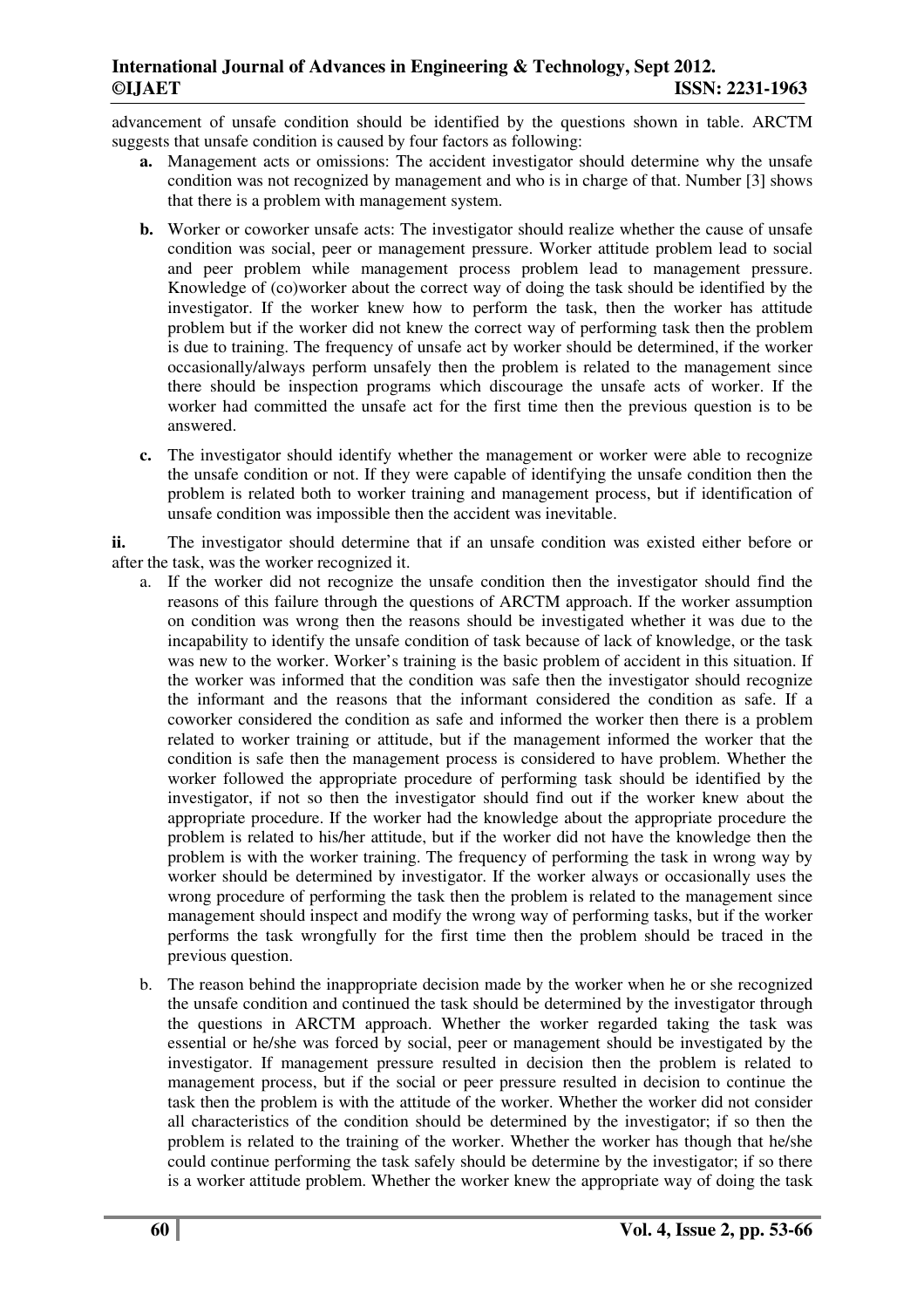advancement of unsafe condition should be identified by the questions shown in table. ARCTM suggests that unsafe condition is caused by four factors as following:

- **a.** Management acts or omissions: The accident investigator should determine why the unsafe condition was not recognized by management and who is in charge of that. Number [3] shows that there is a problem with management system.
- **b.** Worker or coworker unsafe acts: The investigator should realize whether the cause of unsafe condition was social, peer or management pressure. Worker attitude problem lead to social and peer problem while management process problem lead to management pressure. Knowledge of (co)worker about the correct way of doing the task should be identified by the investigator. If the worker knew how to perform the task, then the worker has attitude problem but if the worker did not knew the correct way of performing task then the problem is due to training. The frequency of unsafe act by worker should be determined, if the worker occasionally/always perform unsafely then the problem is related to the management since there should be inspection programs which discourage the unsafe acts of worker. If the worker had committed the unsafe act for the first time then the previous question is to be answered.
- **c.** The investigator should identify whether the management or worker were able to recognize the unsafe condition or not. If they were capable of identifying the unsafe condition then the problem is related both to worker training and management process, but if identification of unsafe condition was impossible then the accident was inevitable.

**ii.** The investigator should determine that if an unsafe condition was existed either before or after the task, was the worker recognized it.

a. If the worker did not recognize the unsafe condition then the investigator should find the reasons of this failure through the questions of ARCTM approach. If the worker assumption on condition was wrong then the reasons should be investigated whether it was due to the incapability to identify the unsafe condition of task because of lack of knowledge, or the task was new to the worker. Worker's training is the basic problem of accident in this situation. If the worker was informed that the condition was safe then the investigator should recognize the informant and the reasons that the informant considered the condition as safe. If a coworker considered the condition as safe and informed the worker then there is a problem related to worker training or attitude, but if the management informed the worker that the condition is safe then the management process is considered to have problem. Whether the worker followed the appropriate procedure of performing task should be identified by the investigator, if not so then the investigator should find out if the worker knew about the appropriate procedure. If the worker had the knowledge about the appropriate procedure the problem is related to his/her attitude, but if the worker did not have the knowledge then the problem is with the worker training. The frequency of performing the task in wrong way by worker should be determined by investigator. If the worker always or occasionally uses the wrong procedure of performing the task then the problem is related to the management since management should inspect and modify the wrong way of performing tasks, but if the worker performs the task wrongfully for the first time then the problem should be traced in the previous question.

b. The reason behind the inappropriate decision made by the worker when he or she recognized the unsafe condition and continued the task should be determined by the investigator through the questions in ARCTM approach. Whether the worker regarded taking the task was essential or he/she was forced by social, peer or management should be investigated by the investigator. If management pressure resulted in decision then the problem is related to management process, but if the social or peer pressure resulted in decision to continue the task then the problem is with the attitude of the worker. Whether the worker did not consider all characteristics of the condition should be determined by the investigator; if so then the problem is related to the training of the worker. Whether the worker has though that he/she could continue performing the task safely should be determine by the investigator; if so there is a worker attitude problem. Whether the worker knew the appropriate way of doing the task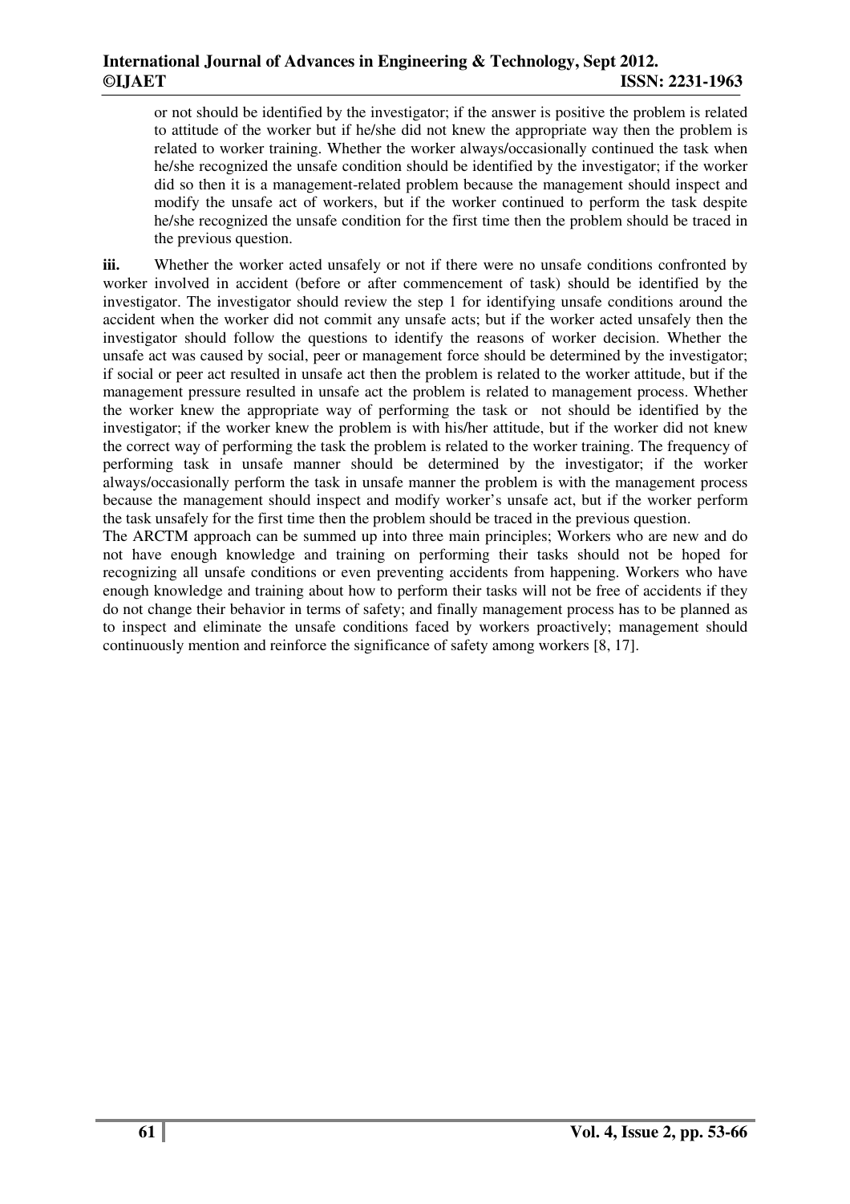or not should be identified by the investigator; if the answer is positive the problem is related to attitude of the worker but if he/she did not knew the appropriate way then the problem is related to worker training. Whether the worker always/occasionally continued the task when he/she recognized the unsafe condition should be identified by the investigator; if the worker did so then it is a management-related problem because the management should inspect and modify the unsafe act of workers, but if the worker continued to perform the task despite he/she recognized the unsafe condition for the first time then the problem should be traced in the previous question.

**iii.** Whether the worker acted unsafely or not if there were no unsafe conditions confronted by worker involved in accident (before or after commencement of task) should be identified by the investigator. The investigator should review the step 1 for identifying unsafe conditions around the accident when the worker did not commit any unsafe acts; but if the worker acted unsafely then the investigator should follow the questions to identify the reasons of worker decision. Whether the unsafe act was caused by social, peer or management force should be determined by the investigator; if social or peer act resulted in unsafe act then the problem is related to the worker attitude, but if the management pressure resulted in unsafe act the problem is related to management process. Whether the worker knew the appropriate way of performing the task or not should be identified by the investigator; if the worker knew the problem is with his/her attitude, but if the worker did not knew the correct way of performing the task the problem is related to the worker training. The frequency of performing task in unsafe manner should be determined by the investigator; if the worker always/occasionally perform the task in unsafe manner the problem is with the management process because the management should inspect and modify worker's unsafe act, but if the worker perform the task unsafely for the first time then the problem should be traced in the previous question.

The ARCTM approach can be summed up into three main principles; Workers who are new and do not have enough knowledge and training on performing their tasks should not be hoped for recognizing all unsafe conditions or even preventing accidents from happening. Workers who have enough knowledge and training about how to perform their tasks will not be free of accidents if they do not change their behavior in terms of safety; and finally management process has to be planned as to inspect and eliminate the unsafe conditions faced by workers proactively; management should continuously mention and reinforce the significance of safety among workers [8, 17].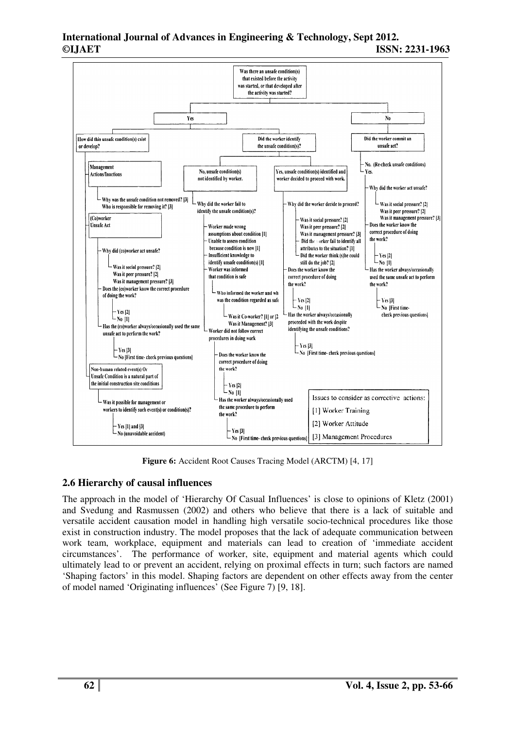**Figure 6:** Accident Root Causes Tracing Model (ARCTM) [4, 17]

## 2.6 Hierarchy of causal influences

The approach in the model of 'Hierarchy Of Casual Influences' is close to opinions of Kletz (2001) and Svedung and Rasmussen (2002) and others who believe that there is a lack of suitable and versatile accident causation model in handling high versatile socio-technical procedures like those exist in construction industry. The model proposes that the lack of adequate communication between work team, workplace, equipment and materials can lead to creation of 'immediate accident circumstances'. The performance of worker, site, equipment and material agents which could ultimately lead to or prevent an accident, relying on proximal effects in turn; such factors are named 'Shaping factors' in this model. Shaping factors are dependent on other effects away from the center of model named 'Originating influences' (See Figure 7) [9, 18].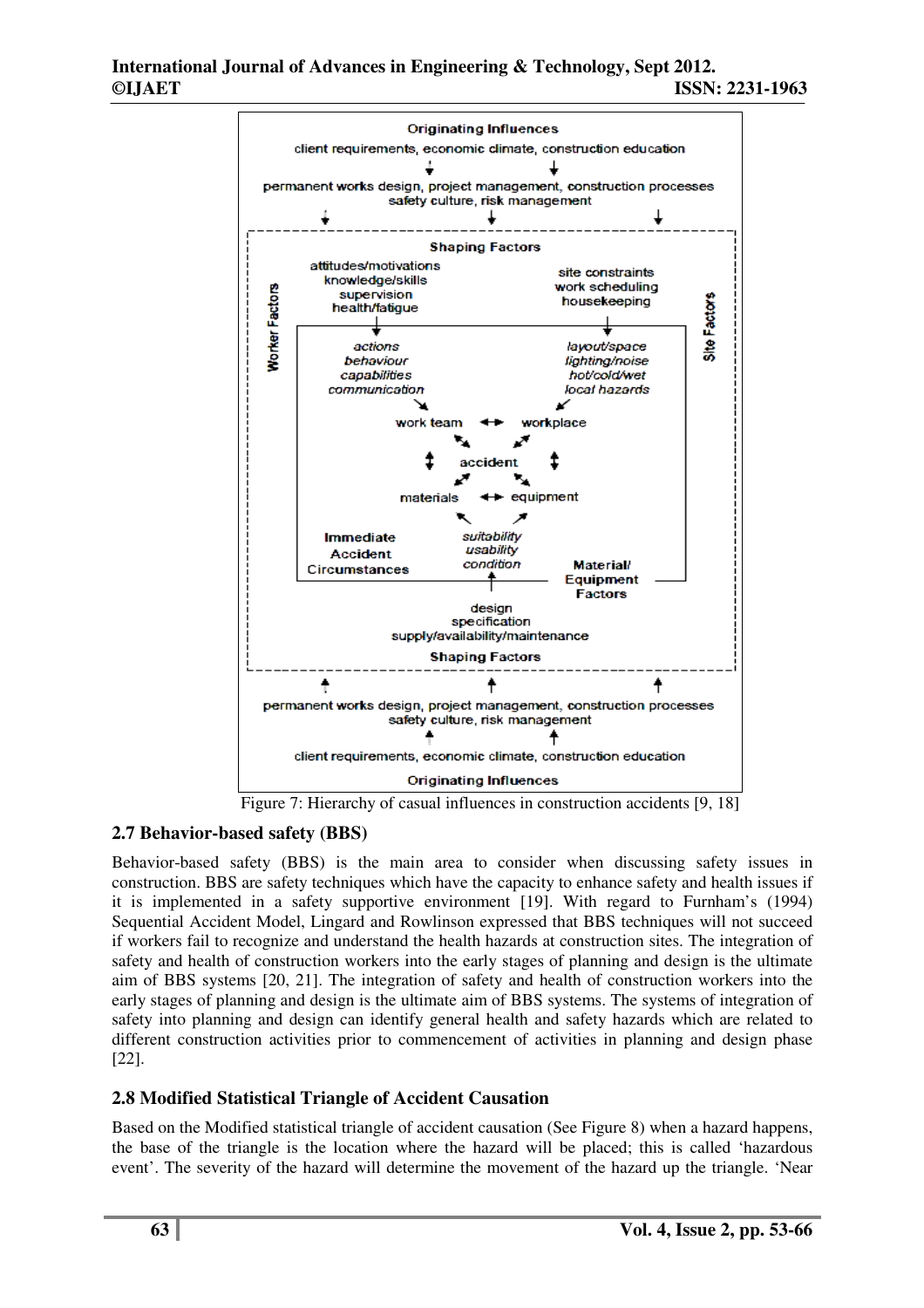Originating Influences

client requirements, economic climate, construction education

permanent works design, project management, construction processes safety culture, risk management

Shaping Factors

Worker Factors: attitudes/motivations, knowledge/skills, supervision, health/fatigue

Site Factors: site constraints, work scheduling, housekeeping

*actions*, *behaviour*, *capabilities*, *communication*

*layout/space*, *lighting/noise*, *hot/cold/wet*, *local hazards*

work team ↔ workplace

accident

materials ↔ equipment

Immediate Accident Circumstances

*suitability*, *usability*, *condition*

Material/ Equipment Factors

design, specification, supply/availability/maintenance

Shaping Factors

permanent works design, project management, construction processes safety culture, risk management

client requirements, economic climate, construction education

Originating Influences

Figure 7: Hierarchy of casual influences in construction accidents [9, 18]

## 2.7 Behavior-based safety (BBS)

Behavior-based safety (BBS) is the main area to consider when discussing safety issues in construction. BBS are safety techniques which have the capacity to enhance safety and health issues if it is implemented in a safety supportive environment [19]. With regard to Furnham's (1994) Sequential Accident Model, Lingard and Rowlinson expressed that BBS techniques will not succeed if workers fail to recognize and understand the health hazards at construction sites. The integration of safety and health of construction workers into the early stages of planning and design is the ultimate aim of BBS systems [20, 21]. The integration of safety and health of construction workers into the early stages of planning and design is the ultimate aim of BBS systems. The systems of integration of safety into planning and design can identify general health and safety hazards which are related to different construction activities prior to commencement of activities in planning and design phase [22].

## 2.8 Modified Statistical Triangle of Accident Causation

Based on the Modified statistical triangle of accident causation (See Figure 8) when a hazard happens, the base of the triangle is the location where the hazard will be placed; this is called 'hazardous event'. The severity of the hazard will determine the movement of the hazard up the triangle. 'Near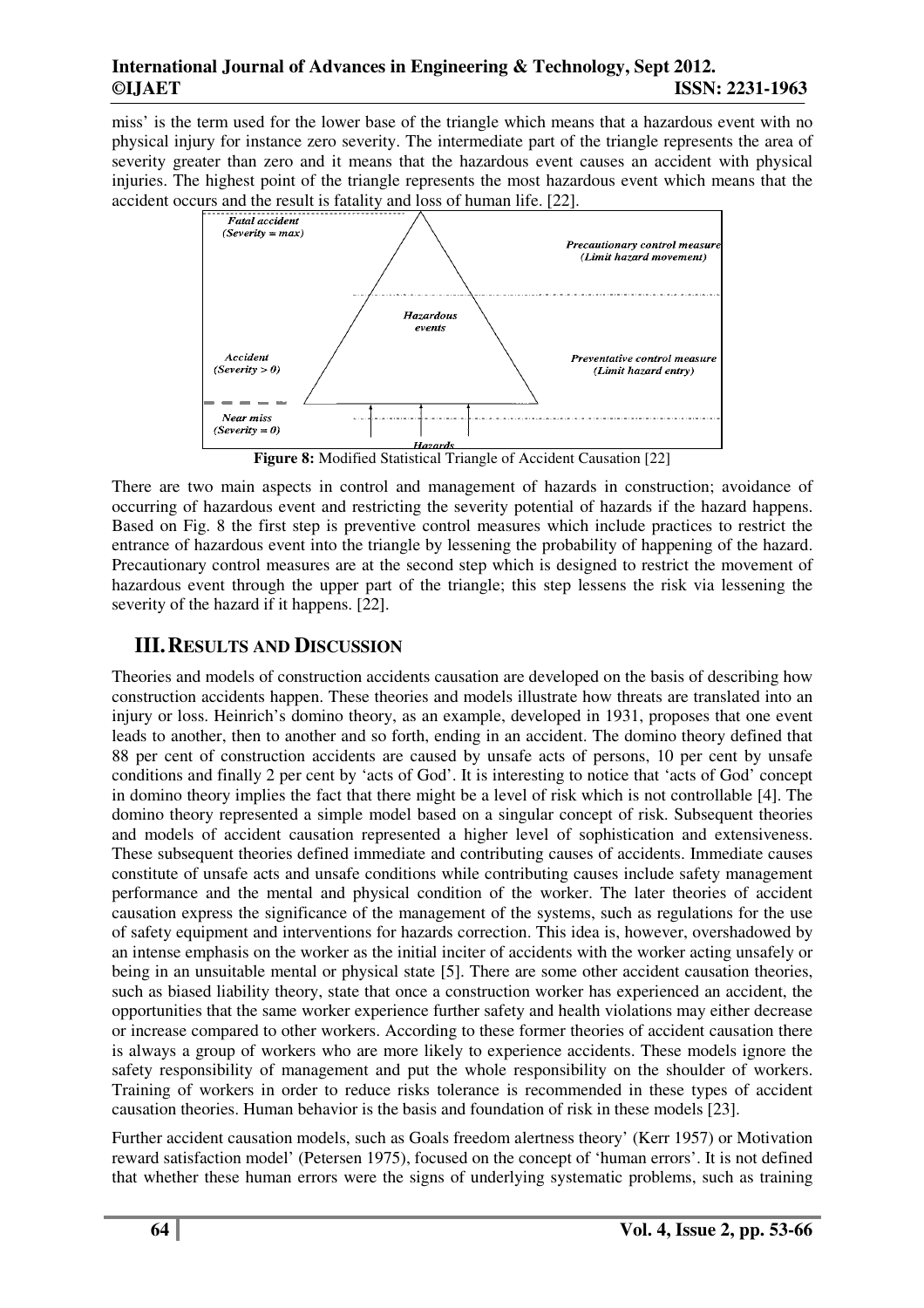miss' is the term used for the lower base of the triangle which means that a hazardous event with no physical injury for instance zero severity. The intermediate part of the triangle represents the area of severity greater than zero and it means that the hazardous event causes an accident with physical injuries. The highest point of the triangle represents the most hazardous event which means that the accident occurs and the result is fatality and loss of human life. [22].

**Figure 8:** Modified Statistical Triangle of Accident Causation [22]

There are two main aspects in control and management of hazards in construction; avoidance of occurring of hazardous event and restricting the severity potential of hazards if the hazard happens. Based on Fig. 8 the first step is preventive control measures which include practices to restrict the entrance of hazardous event into the triangle by lessening the probability of happening of the hazard. Precautionary control measures are at the second step which is designed to restrict the movement of hazardous event through the upper part of the triangle; this step lessens the risk via lessening the severity of the hazard if it happens. [22].

## III. RESULTS AND DISCUSSION

Theories and models of construction accidents causation are developed on the basis of describing how construction accidents happen. These theories and models illustrate how threats are translated into an injury or loss. Heinrich's domino theory, as an example, developed in 1931, proposes that one event leads to another, then to another and so forth, ending in an accident. The domino theory defined that 88 per cent of construction accidents are caused by unsafe acts of persons, 10 per cent by unsafe conditions and finally 2 per cent by 'acts of God'. It is interesting to notice that 'acts of God' concept in domino theory implies the fact that there might be a level of risk which is not controllable [4]. The domino theory represented a simple model based on a singular concept of risk. Subsequent theories and models of accident causation represented a higher level of sophistication and extensiveness. These subsequent theories defined immediate and contributing causes of accidents. Immediate causes constitute of unsafe acts and unsafe conditions while contributing causes include safety management performance and the mental and physical condition of the worker. The later theories of accident causation express the significance of the management of the systems, such as regulations for the use of safety equipment and interventions for hazards correction. This idea is, however, overshadowed by an intense emphasis on the worker as the initial inciter of accidents with the worker acting unsafely or being in an unsuitable mental or physical state [5]. There are some other accident causation theories, such as biased liability theory, state that once a construction worker has experienced an accident, the opportunities that the same worker experience further safety and health violations may either decrease or increase compared to other workers. According to these former theories of accident causation there is always a group of workers who are more likely to experience accidents. These models ignore the safety responsibility of management and put the whole responsibility on the shoulder of workers. Training of workers in order to reduce risks tolerance is recommended in these types of accident causation theories. Human behavior is the basis and foundation of risk in these models [23].

Further accident causation models, such as Goals freedom alertness theory' (Kerr 1957) or Motivation reward satisfaction model' (Petersen 1975), focused on the concept of 'human errors'. It is not defined that whether these human errors were the signs of underlying systematic problems, such as training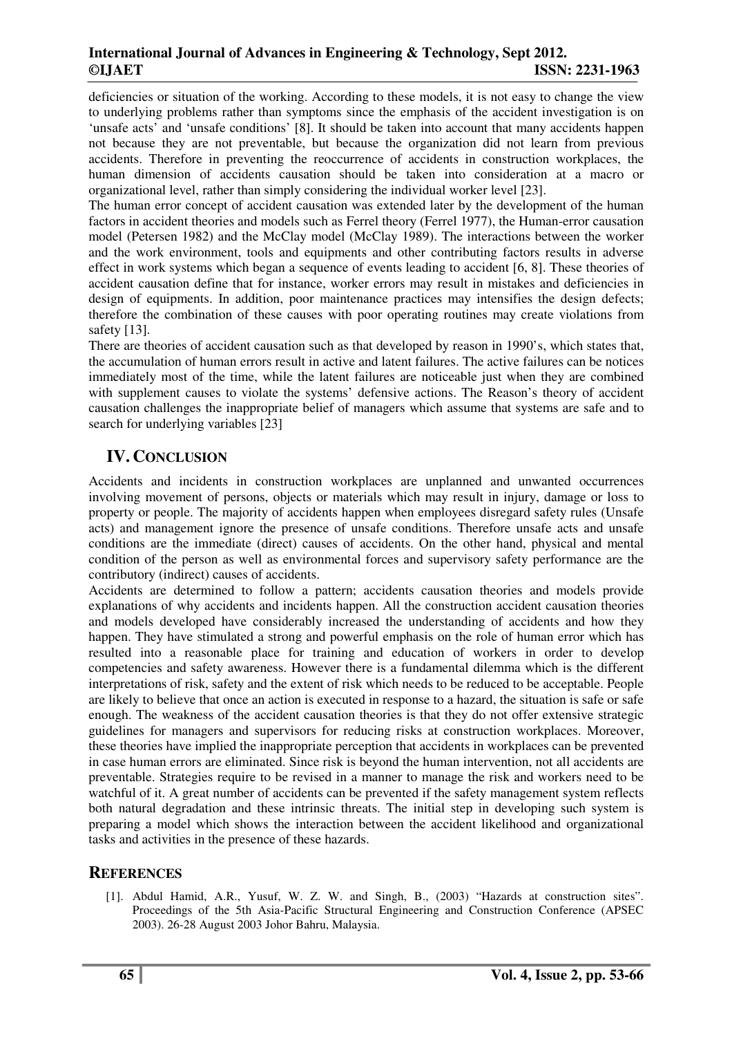deficiencies or situation of the working. According to these models, it is not easy to change the view to underlying problems rather than symptoms since the emphasis of the accident investigation is on 'unsafe acts' and 'unsafe conditions' [8]. It should be taken into account that many accidents happen not because they are not preventable, but because the organization did not learn from previous accidents. Therefore in preventing the reoccurrence of accidents in construction workplaces, the human dimension of accidents causation should be taken into consideration at a macro or organizational level, rather than simply considering the individual worker level [23].

The human error concept of accident causation was extended later by the development of the human factors in accident theories and models such as Ferrel theory (Ferrel 1977), the Human-error causation model (Petersen 1982) and the McClay model (McClay 1989). The interactions between the worker and the work environment, tools and equipments and other contributing factors results in adverse effect in work systems which began a sequence of events leading to accident [6, 8]. These theories of accident causation define that for instance, worker errors may result in mistakes and deficiencies in design of equipments. In addition, poor maintenance practices may intensifies the design defects; therefore the combination of these causes with poor operating routines may create violations from safety [13].

There are theories of accident causation such as that developed by reason in 1990's, which states that, the accumulation of human errors result in active and latent failures. The active failures can be notices immediately most of the time, while the latent failures are noticeable just when they are combined with supplement causes to violate the systems' defensive actions. The Reason's theory of accident causation challenges the inappropriate belief of managers which assume that systems are safe and to search for underlying variables [23]

## IV. Conclusion

Accidents and incidents in construction workplaces are unplanned and unwanted occurrences involving movement of persons, objects or materials which may result in injury, damage or loss to property or people. The majority of accidents happen when employees disregard safety rules (Unsafe acts) and management ignore the presence of unsafe conditions. Therefore unsafe acts and unsafe conditions are the immediate (direct) causes of accidents. On the other hand, physical and mental condition of the person as well as environmental forces and supervisory safety performance are the contributory (indirect) causes of accidents.

Accidents are determined to follow a pattern; accidents causation theories and models provide explanations of why accidents and incidents happen. All the construction accident causation theories and models developed have considerably increased the understanding of accidents and how they happen. They have stimulated a strong and powerful emphasis on the role of human error which has resulted into a reasonable place for training and education of workers in order to develop competencies and safety awareness. However there is a fundamental dilemma which is the different interpretations of risk, safety and the extent of risk which needs to be reduced to be acceptable. People are likely to believe that once an action is executed in response to a hazard, the situation is safe or safe enough. The weakness of the accident causation theories is that they do not offer extensive strategic guidelines for managers and supervisors for reducing risks at construction workplaces. Moreover, these theories have implied the inappropriate perception that accidents in workplaces can be prevented in case human errors are eliminated. Since risk is beyond the human intervention, not all accidents are preventable. Strategies require to be revised in a manner to manage the risk and workers need to be watchful of it. A great number of accidents can be prevented if the safety management system reflects both natural degradation and these intrinsic threats. The initial step in developing such system is preparing a model which shows the interaction between the accident likelihood and organizational tasks and activities in the presence of these hazards.

## References

[1]. Abdul Hamid, A.R., Yusuf, W. Z. W. and Singh, B., (2003) "Hazards at construction sites". Proceedings of the 5th Asia-Pacific Structural Engineering and Construction Conference (APSEC 2003). 26-28 August 2003 Johor Bahru, Malaysia.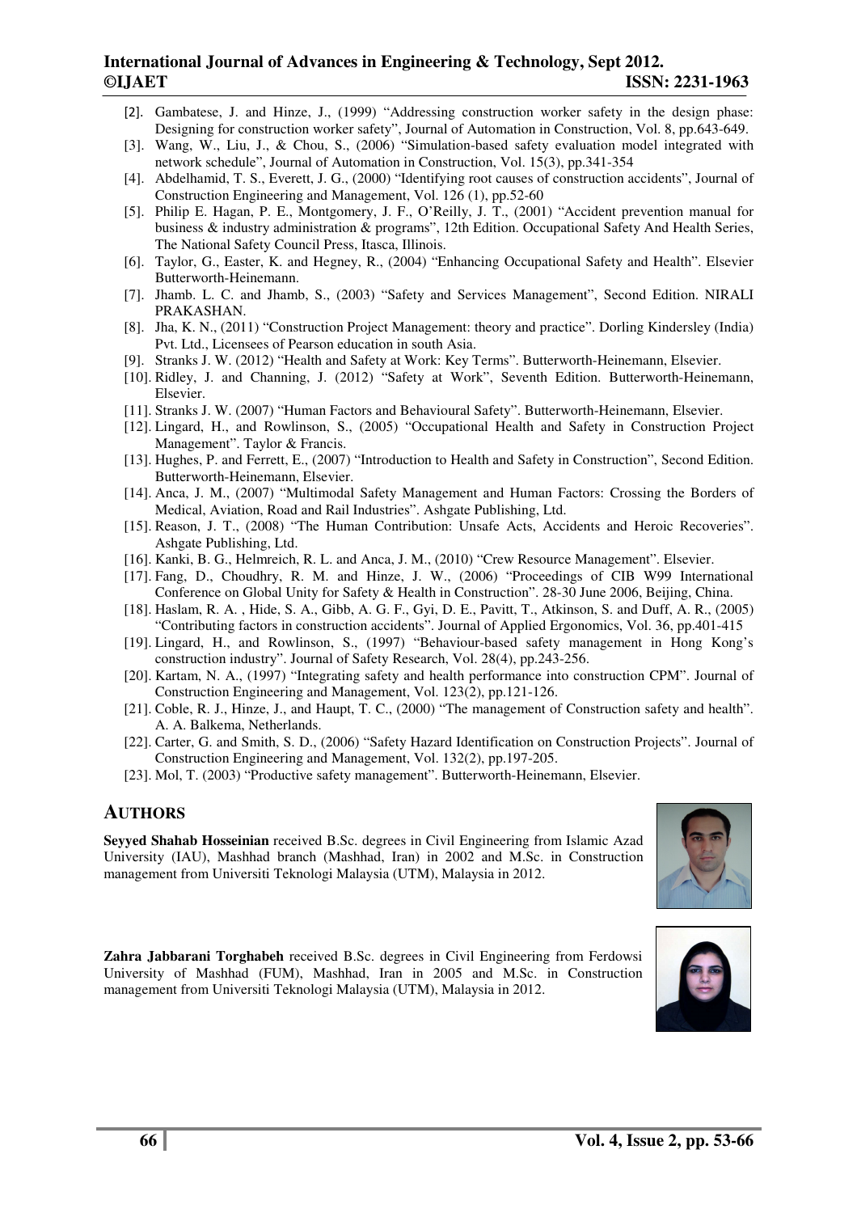[2]. Gambatese, J. and Hinze, J., (1999) "Addressing construction worker safety in the design phase: Designing for construction worker safety", Journal of Automation in Construction, Vol. 8, pp.643-649.

[3]. Wang, W., Liu, J., & Chou, S., (2006) "Simulation-based safety evaluation model integrated with network schedule", Journal of Automation in Construction, Vol. 15(3), pp.341-354

[4]. Abdelhamid, T. S., Everett, J. G., (2000) "Identifying root causes of construction accidents", Journal of Construction Engineering and Management, Vol. 126 (1), pp.52-60

[5]. Philip E. Hagan, P. E., Montgomery, J. F., O'Reilly, J. T., (2001) "Accident prevention manual for business & industry administration & programs", 12th Edition. Occupational Safety And Health Series, The National Safety Council Press, Itasca, Illinois.

[6]. Taylor, G., Easter, K. and Hegney, R., (2004) "Enhancing Occupational Safety and Health". Elsevier Butterworth-Heinemann.

[7]. Jhamb. L. C. and Jhamb, S., (2003) "Safety and Services Management", Second Edition. NIRALI PRAKASHAN.

[8]. Jha, K. N., (2011) "Construction Project Management: theory and practice". Dorling Kindersley (India) Pvt. Ltd., Licensees of Pearson education in south Asia.

[9]. Stranks J. W. (2012) "Health and Safety at Work: Key Terms". Butterworth-Heinemann, Elsevier.

[10]. Ridley, J. and Channing, J. (2012) "Safety at Work", Seventh Edition. Butterworth-Heinemann, Elsevier.

[11]. Stranks J. W. (2007) "Human Factors and Behavioural Safety". Butterworth-Heinemann, Elsevier.

[12]. Lingard, H., and Rowlinson, S., (2005) "Occupational Health and Safety in Construction Project Management". Taylor & Francis.

[13]. Hughes, P. and Ferrett, E., (2007) "Introduction to Health and Safety in Construction", Second Edition. Butterworth-Heinemann, Elsevier.

[14]. Anca, J. M., (2007) "Multimodal Safety Management and Human Factors: Crossing the Borders of Medical, Aviation, Road and Rail Industries". Ashgate Publishing, Ltd.

[15]. Reason, J. T., (2008) "The Human Contribution: Unsafe Acts, Accidents and Heroic Recoveries". Ashgate Publishing, Ltd.

[16]. Kanki, B. G., Helmreich, R. L. and Anca, J. M., (2010) "Crew Resource Management". Elsevier.

[17]. Fang, D., Choudhry, R. M. and Hinze, J. W., (2006) "Proceedings of CIB W99 International Conference on Global Unity for Safety & Health in Construction". 28-30 June 2006, Beijing, China.

[18]. Haslam, R. A. , Hide, S. A., Gibb, A. G. F., Gyi, D. E., Pavitt, T., Atkinson, S. and Duff, A. R., (2005) "Contributing factors in construction accidents". Journal of Applied Ergonomics, Vol. 36, pp.401-415

[19]. Lingard, H., and Rowlinson, S., (1997) "Behaviour-based safety management in Hong Kong's construction industry". Journal of Safety Research, Vol. 28(4), pp.243-256.

[20]. Kartam, N. A., (1997) "Integrating safety and health performance into construction CPM". Journal of Construction Engineering and Management, Vol. 123(2), pp.121-126.

[21]. Coble, R. J., Hinze, J., and Haupt, T. C., (2000) "The management of Construction safety and health". A. A. Balkema, Netherlands.

[22]. Carter, G. and Smith, S. D., (2006) "Safety Hazard Identification on Construction Projects". Journal of Construction Engineering and Management, Vol. 132(2), pp.197-205.

[23]. Mol, T. (2003) "Productive safety management". Butterworth-Heinemann, Elsevier.

## AUTHORS

**Seyyed Shahab Hosseinian** received B.Sc. degrees in Civil Engineering from Islamic Azad University (IAU), Mashhad branch (Mashhad, Iran) in 2002 and M.Sc. in Construction management from Universiti Teknologi Malaysia (UTM), Malaysia in 2012.

**Zahra Jabbarani Torghabeh** received B.Sc. degrees in Civil Engineering from Ferdowsi University of Mashhad (FUM), Mashhad, Iran in 2005 and M.Sc. in Construction management from Universiti Teknologi Malaysia (UTM), Malaysia in 2012.